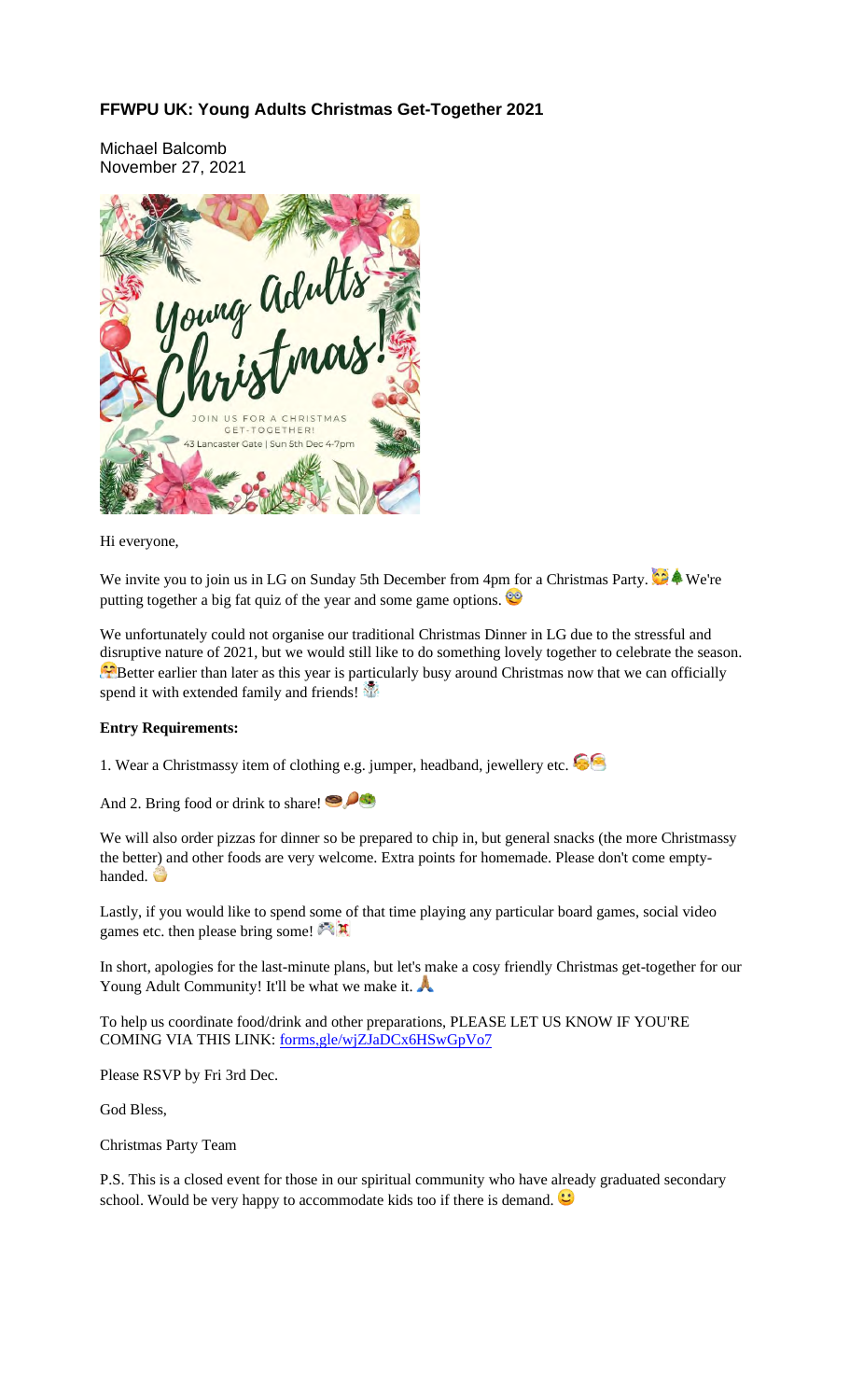# FFWPU UK: Young Adults Christmas Get-Together 2021

Michael Balcomb
November 27, 2021

Hi everyone,

We invite you to join us in LG on Sunday 5th December from 4pm for a Christmas Party. 🥳🌲 We're putting together a big fat quiz of the year and some game options. 🤓

We unfortunately could not organise our traditional Christmas Dinner in LG due to the stressful and disruptive nature of 2021, but we would still like to do something lovely together to celebrate the season. 🤗 Better earlier than later as this year is particularly busy around Christmas now that we can officially spend it with extended family and friends! ☃️

**Entry Requirements:**

1. Wear a Christmassy item of clothing e.g. jumper, headband, jewellery etc. 🥳🎅

And 2. Bring food or drink to share! 🍩🍗🥗

We will also order pizzas for dinner so be prepared to chip in, but general snacks (the more Christmassy the better) and other foods are very welcome. Extra points for homemade. Please don't come empty-handed. 🧁

Lastly, if you would like to spend some of that time playing any particular board games, social video games etc. then please bring some! 🎮🎲

In short, apologies for the last-minute plans, but let's make a cosy friendly Christmas get-together for our Young Adult Community! It'll be what we make it. 🙏

To help us coordinate food/drink and other preparations, PLEASE LET US KNOW IF YOU'RE COMING VIA THIS LINK: forms,gle/wjZJaDCx6HSwGpVo7

Please RSVP by Fri 3rd Dec.

God Bless,

Christmas Party Team

P.S. This is a closed event for those in our spiritual community who have already graduated secondary school. Would be very happy to accommodate kids too if there is demand. 🙂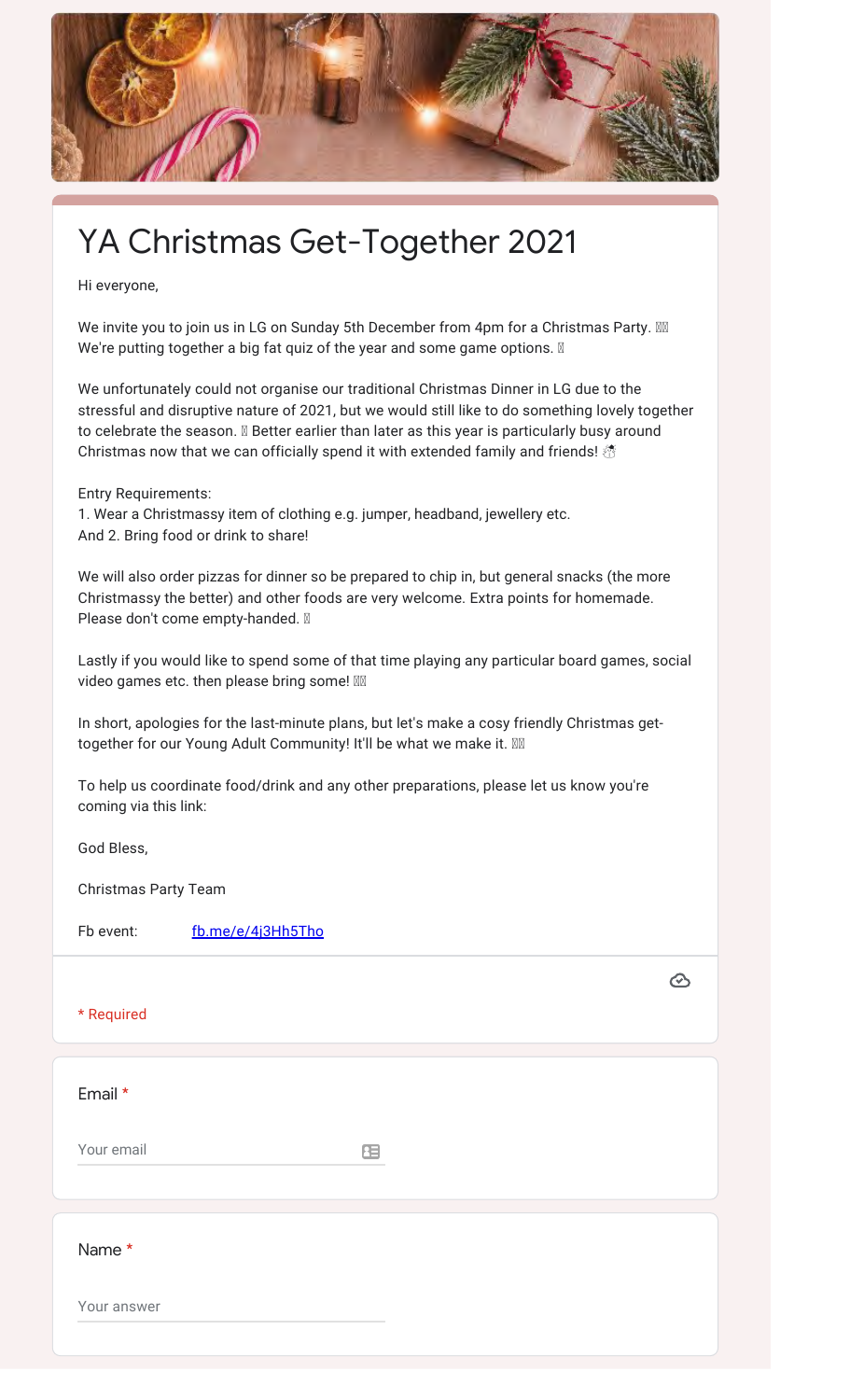# YA Christmas Get-Together 2021

Hi everyone,

We invite you to join us in LG on Sunday 5th December from 4pm for a Christmas Party. 🎄🎉
We're putting together a big fat quiz of the year and some game options. 🎲

We unfortunately could not organise our traditional Christmas Dinner in LG due to the stressful and disruptive nature of 2021, but we would still like to do something lovely together to celebrate the season. 🎄 Better earlier than later as this year is particularly busy around Christmas now that we can officially spend it with extended family and friends! ☃️

Entry Requirements:
1. Wear a Christmassy item of clothing e.g. jumper, headband, jewellery etc.
And 2. Bring food or drink to share!

We will also order pizzas for dinner so be prepared to chip in, but general snacks (the more Christmassy the better) and other foods are very welcome. Extra points for homemade. Please don't come empty-handed. 🙂

Lastly if you would like to spend some of that time playing any particular board games, social video games etc. then please bring some! 🎲🎮

In short, apologies for the last-minute plans, but let's make a cosy friendly Christmas get-together for our Young Adult Community! It'll be what we make it. 🎄🎉

To help us coordinate food/drink and any other preparations, please let us know you're coming via this link:

God Bless,

Christmas Party Team

Fb event: fb.me/e/4j3Hh5Tho

\* Required

Email *

Your email

Name *

Your answer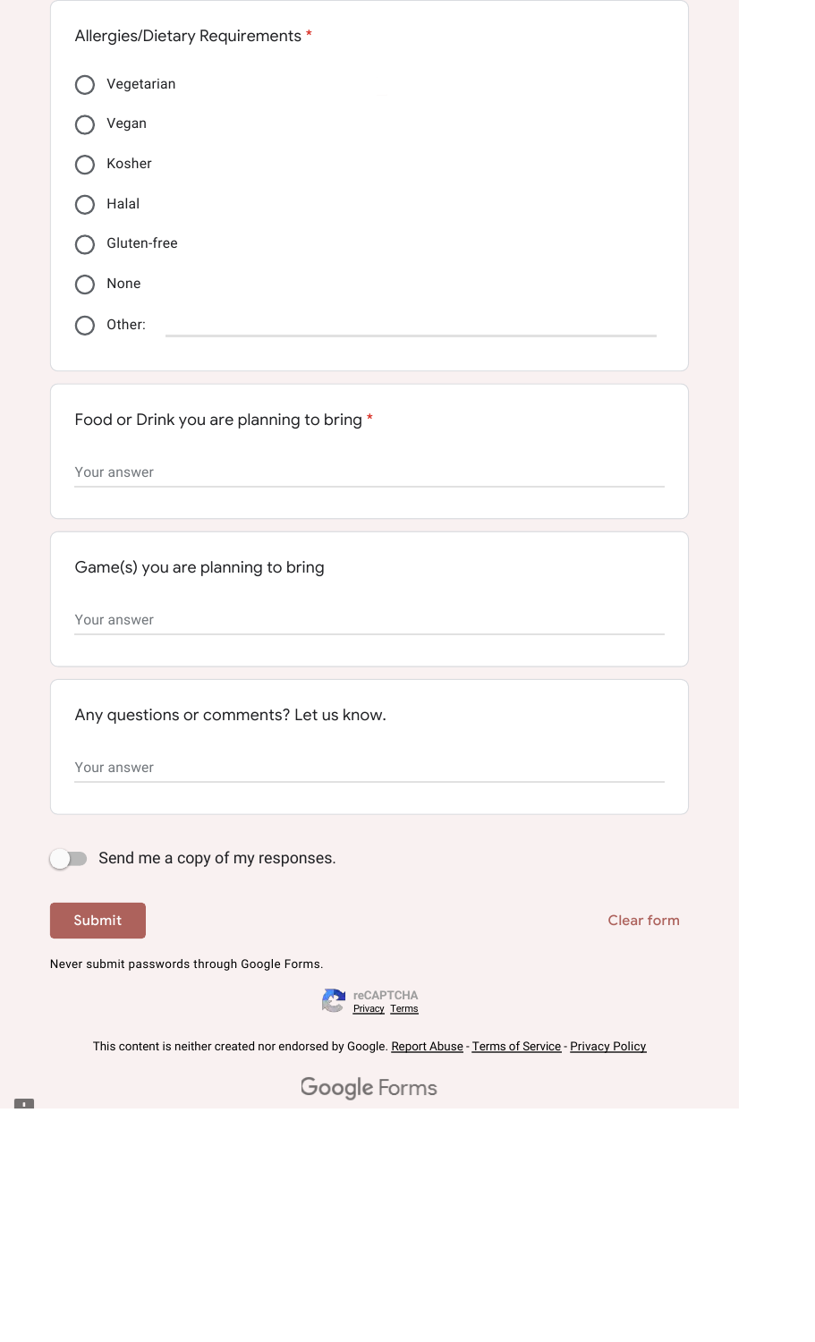Allergies/Dietary Requirements *

- ○ Vegetarian
- ○ Vegan
- ○ Kosher
- ○ Halal
- ○ Gluten-free
- ○ None
- ○ Other: ______________________

Food or Drink you are planning to bring *

Your answer

Game(s) you are planning to bring

Your answer

Any questions or comments? Let us know.

Your answer

Send me a copy of my responses.

Submit

Clear form

Never submit passwords through Google Forms.

reCAPTCHA
Privacy Terms

This content is neither created nor endorsed by Google. Report Abuse - Terms of Service - Privacy Policy

Google Forms